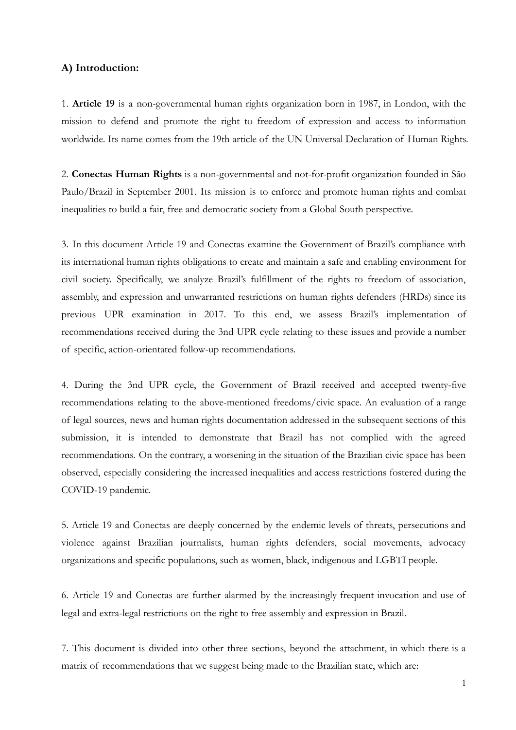### A) Introduction:

1. **Article 19** is a non-governmental human rights organization born in 1987, in London, with the mission to defend and promote the right to freedom of expression and access to information worldwide. Its name comes from the 19th article of the UN Universal Declaration of Human Rights.

2. **Conectas Human Rights** is a non-governmental and not-for-profit organization founded in São Paulo/Brazil in September 2001. Its mission is to enforce and promote human rights and combat inequalities to build a fair, free and democratic society from a Global South perspective.

3. In this document Article 19 and Conectas examine the Government of Brazil's compliance with its international human rights obligations to create and maintain a safe and enabling environment for civil society. Specifically, we analyze Brazil's fulfillment of the rights to freedom of association, assembly, and expression and unwarranted restrictions on human rights defenders (HRDs) since its previous UPR examination in 2017. To this end, we assess Brazil's implementation of recommendations received during the 3nd UPR cycle relating to these issues and provide a number of specific, action-orientated follow-up recommendations.

4. During the 3nd UPR cycle, the Government of Brazil received and accepted twenty-five recommendations relating to the above-mentioned freedoms/civic space. An evaluation of a range of legal sources, news and human rights documentation addressed in the subsequent sections of this submission, it is intended to demonstrate that Brazil has not complied with the agreed recommendations. On the contrary, a worsening in the situation of the Brazilian civic space has been observed, especially considering the increased inequalities and access restrictions fostered during the COVID-19 pandemic.

5. Article 19 and Conectas are deeply concerned by the endemic levels of threats, persecutions and violence against Brazilian journalists, human rights defenders, social movements, advocacy organizations and specific populations, such as women, black, indigenous and LGBTI people.

6. Article 19 and Conectas are further alarmed by the increasingly frequent invocation and use of legal and extra-legal restrictions on the right to free assembly and expression in Brazil.

7. This document is divided into other three sections, beyond the attachment, in which there is a matrix of recommendations that we suggest being made to the Brazilian state, which are: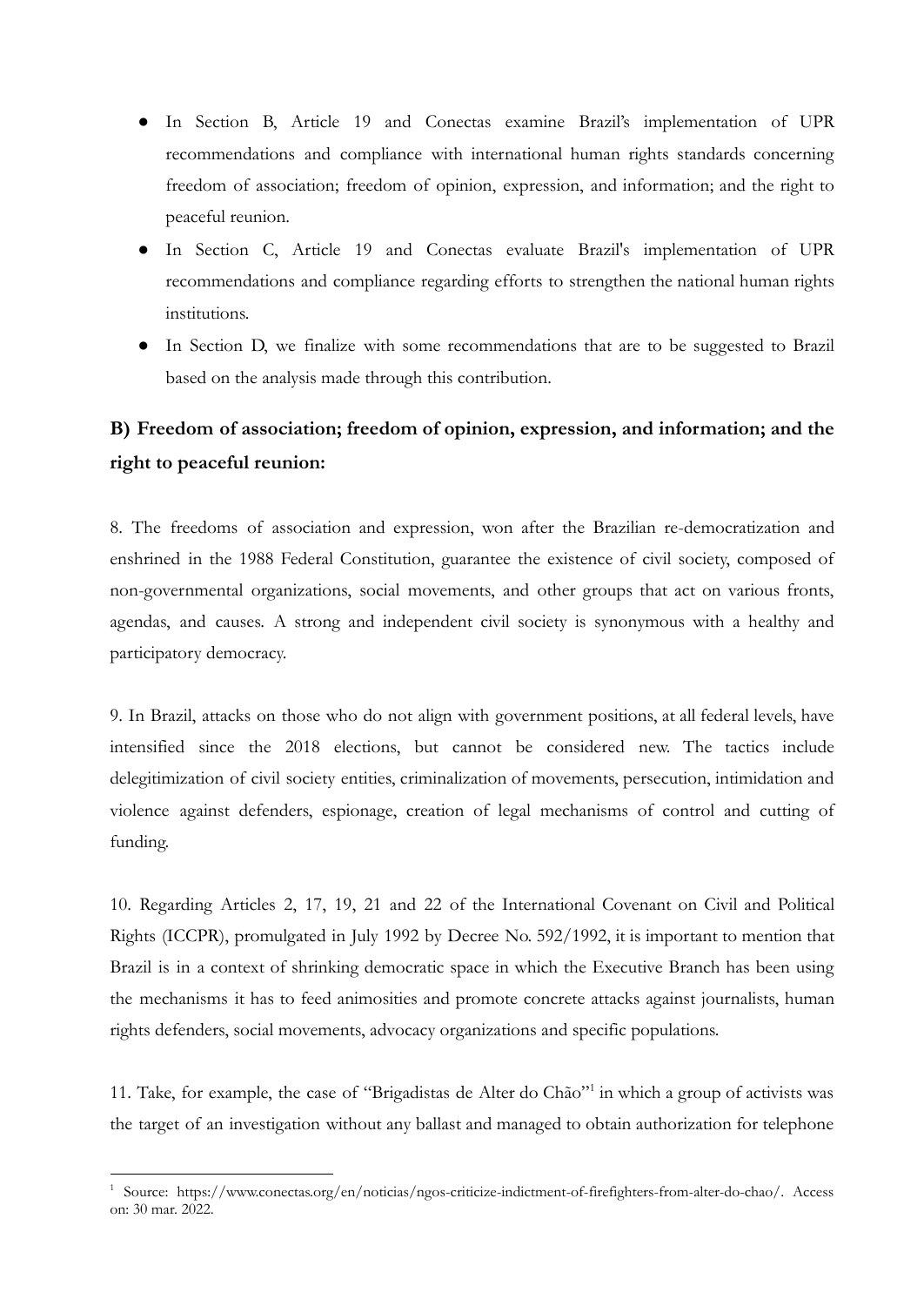- In Section B, Article 19 and Conectas examine Brazil's implementation of UPR recommendations and compliance with international human rights standards concerning freedom of association; freedom of opinion, expression, and information; and the right to peaceful reunion.
- In Section C, Article 19 and Conectas evaluate Brazil's implementation of UPR recommendations and compliance regarding efforts to strengthen the national human rights institutions.
- In Section D, we finalize with some recommendations that are to be suggested to Brazil based on the analysis made through this contribution.

## B) Freedom of association; freedom of opinion, expression, and information; and the right to peaceful reunion:

8. The freedoms of association and expression, won after the Brazilian re-democratization and enshrined in the 1988 Federal Constitution, guarantee the existence of civil society, composed of non-governmental organizations, social movements, and other groups that act on various fronts, agendas, and causes. A strong and independent civil society is synonymous with a healthy and participatory democracy.

9. In Brazil, attacks on those who do not align with government positions, at all federal levels, have intensified since the 2018 elections, but cannot be considered new. The tactics include delegitimization of civil society entities, criminalization of movements, persecution, intimidation and violence against defenders, espionage, creation of legal mechanisms of control and cutting of funding.

10. Regarding Articles 2, 17, 19, 21 and 22 of the International Covenant on Civil and Political Rights (ICCPR), promulgated in July 1992 by Decree No. 592/1992, it is important to mention that Brazil is in a context of shrinking democratic space in which the Executive Branch has been using the mechanisms it has to feed animosities and promote concrete attacks against journalists, human rights defenders, social movements, advocacy organizations and specific populations.

11. Take, for example, the case of "Brigadistas de Alter do Chão"[1] in which a group of activists was the target of an investigation without any ballast and managed to obtain authorization for telephone

---

[1] Source: https://www.conectas.org/en/noticias/ngos-criticize-indictment-of-firefighters-from-alter-do-chao/. Access on: 30 mar. 2022.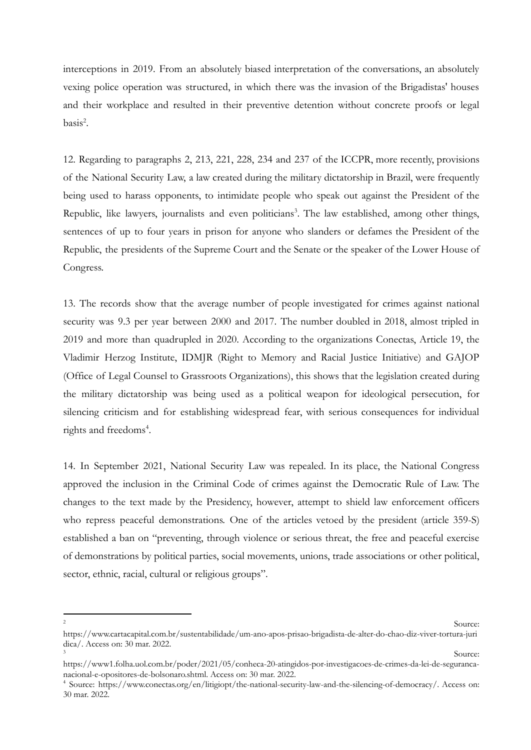interceptions in 2019. From an absolutely biased interpretation of the conversations, an absolutely vexing police operation was structured, in which there was the invasion of the Brigadistas' houses and their workplace and resulted in their preventive detention without concrete proofs or legal basis[2].

12. Regarding to paragraphs 2, 213, 221, 228, 234 and 237 of the ICCPR, more recently, provisions of the National Security Law, a law created during the military dictatorship in Brazil, were frequently being used to harass opponents, to intimidate people who speak out against the President of the Republic, like lawyers, journalists and even politicians[3]. The law established, among other things, sentences of up to four years in prison for anyone who slanders or defames the President of the Republic, the presidents of the Supreme Court and the Senate or the speaker of the Lower House of Congress.

13. The records show that the average number of people investigated for crimes against national security was 9.3 per year between 2000 and 2017. The number doubled in 2018, almost tripled in 2019 and more than quadrupled in 2020. According to the organizations Conectas, Article 19, the Vladimir Herzog Institute, IDMJR (Right to Memory and Racial Justice Initiative) and GAJOP (Office of Legal Counsel to Grassroots Organizations), this shows that the legislation created during the military dictatorship was being used as a political weapon for ideological persecution, for silencing criticism and for establishing widespread fear, with serious consequences for individual rights and freedoms[4].

14. In September 2021, National Security Law was repealed. In its place, the National Congress approved the inclusion in the Criminal Code of crimes against the Democratic Rule of Law. The changes to the text made by the Presidency, however, attempt to shield law enforcement officers who repress peaceful demonstrations. One of the articles vetoed by the president (article 359-S) established a ban on "preventing, through violence or serious threat, the free and peaceful exercise of demonstrations by political parties, social movements, unions, trade associations or other political, sector, ethnic, racial, cultural or religious groups".

---

[2] Source: https://www.cartacapital.com.br/sustentabilidade/um-ano-apos-prisao-brigadista-de-alter-do-chao-diz-viver-tortura-juridica/. Access on: 30 mar. 2022.

[3] Source: https://www1.folha.uol.com.br/poder/2021/05/conheca-20-atingidos-por-investigacoes-de-crimes-da-lei-de-seguranca-nacional-e-opositores-de-bolsonaro.shtml. Access on: 30 mar. 2022.

[4] Source: https://www.conectas.org/en/litigiopt/the-national-security-law-and-the-silencing-of-democracy/. Access on: 30 mar. 2022.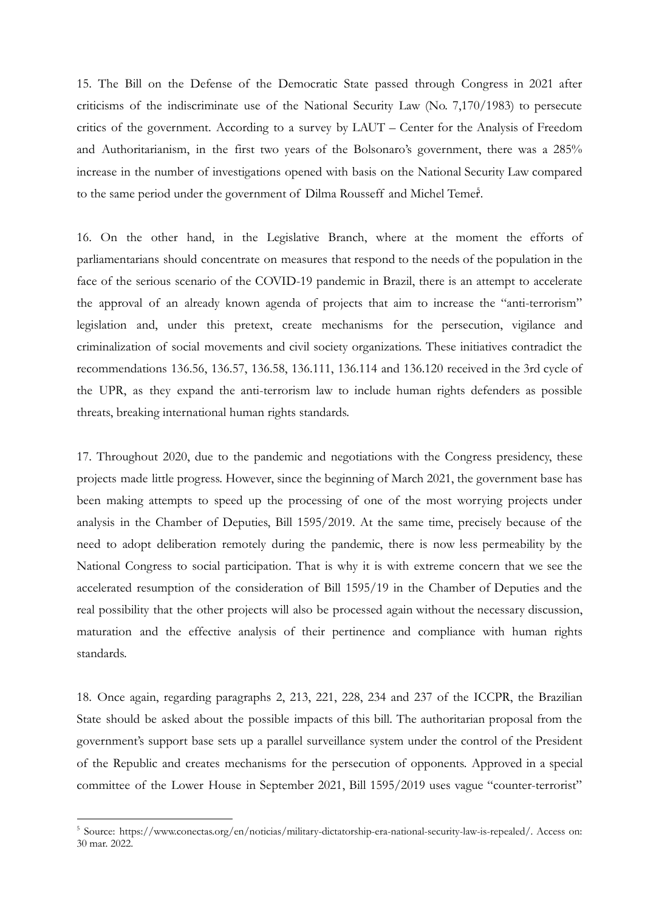15. The Bill on the Defense of the Democratic State passed through Congress in 2021 after criticisms of the indiscriminate use of the National Security Law (No. 7,170/1983) to persecute critics of the government. According to a survey by LAUT – Center for the Analysis of Freedom and Authoritarianism, in the first two years of the Bolsonaro's government, there was a 285% increase in the number of investigations opened with basis on the National Security Law compared to the same period under the government of Dilma Rousseff and Michel Temer[5].

16. On the other hand, in the Legislative Branch, where at the moment the efforts of parliamentarians should concentrate on measures that respond to the needs of the population in the face of the serious scenario of the COVID-19 pandemic in Brazil, there is an attempt to accelerate the approval of an already known agenda of projects that aim to increase the "anti-terrorism" legislation and, under this pretext, create mechanisms for the persecution, vigilance and criminalization of social movements and civil society organizations. These initiatives contradict the recommendations 136.56, 136.57, 136.58, 136.111, 136.114 and 136.120 received in the 3rd cycle of the UPR, as they expand the anti-terrorism law to include human rights defenders as possible threats, breaking international human rights standards.

17. Throughout 2020, due to the pandemic and negotiations with the Congress presidency, these projects made little progress. However, since the beginning of March 2021, the government base has been making attempts to speed up the processing of one of the most worrying projects under analysis in the Chamber of Deputies, Bill 1595/2019. At the same time, precisely because of the need to adopt deliberation remotely during the pandemic, there is now less permeability by the National Congress to social participation. That is why it is with extreme concern that we see the accelerated resumption of the consideration of Bill 1595/19 in the Chamber of Deputies and the real possibility that the other projects will also be processed again without the necessary discussion, maturation and the effective analysis of their pertinence and compliance with human rights standards.

18. Once again, regarding paragraphs 2, 213, 221, 228, 234 and 237 of the ICCPR, the Brazilian State should be asked about the possible impacts of this bill. The authoritarian proposal from the government's support base sets up a parallel surveillance system under the control of the President of the Republic and creates mechanisms for the persecution of opponents. Approved in a special committee of the Lower House in September 2021, Bill 1595/2019 uses vague "counter-terrorist"

---

[5] Source: https://www.conectas.org/en/noticias/military-dictatorship-era-national-security-law-is-repealed/. Access on: 30 mar. 2022.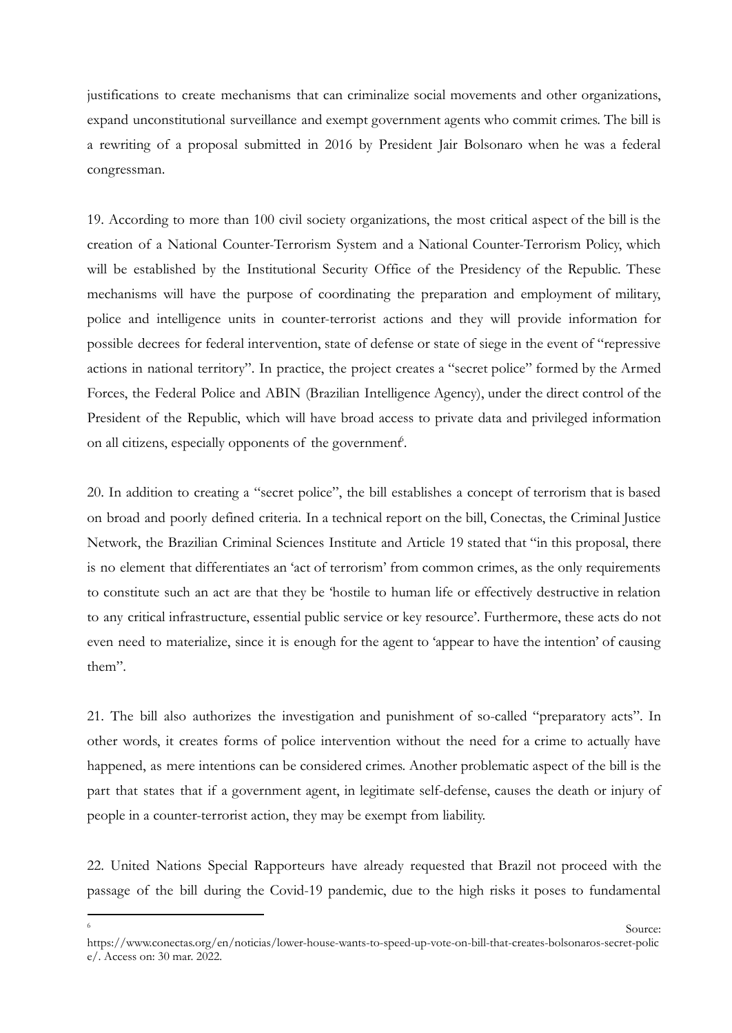justifications to create mechanisms that can criminalize social movements and other organizations, expand unconstitutional surveillance and exempt government agents who commit crimes. The bill is a rewriting of a proposal submitted in 2016 by President Jair Bolsonaro when he was a federal congressman.

19. According to more than 100 civil society organizations, the most critical aspect of the bill is the creation of a National Counter-Terrorism System and a National Counter-Terrorism Policy, which will be established by the Institutional Security Office of the Presidency of the Republic. These mechanisms will have the purpose of coordinating the preparation and employment of military, police and intelligence units in counter-terrorist actions and they will provide information for possible decrees for federal intervention, state of defense or state of siege in the event of "repressive actions in national territory". In practice, the project creates a "secret police" formed by the Armed Forces, the Federal Police and ABIN (Brazilian Intelligence Agency), under the direct control of the President of the Republic, which will have broad access to private data and privileged information on all citizens, especially opponents of the government[6].

20. In addition to creating a "secret police", the bill establishes a concept of terrorism that is based on broad and poorly defined criteria. In a technical report on the bill, Conectas, the Criminal Justice Network, the Brazilian Criminal Sciences Institute and Article 19 stated that "in this proposal, there is no element that differentiates an 'act of terrorism' from common crimes, as the only requirements to constitute such an act are that they be 'hostile to human life or effectively destructive in relation to any critical infrastructure, essential public service or key resource'. Furthermore, these acts do not even need to materialize, since it is enough for the agent to 'appear to have the intention' of causing them".

21. The bill also authorizes the investigation and punishment of so-called "preparatory acts". In other words, it creates forms of police intervention without the need for a crime to actually have happened, as mere intentions can be considered crimes. Another problematic aspect of the bill is the part that states that if a government agent, in legitimate self-defense, causes the death or injury of people in a counter-terrorist action, they may be exempt from liability.

22. United Nations Special Rapporteurs have already requested that Brazil not proceed with the passage of the bill during the Covid-19 pandemic, due to the high risks it poses to fundamental

---

[6] Source: https://www.conectas.org/en/noticias/lower-house-wants-to-speed-up-vote-on-bill-that-creates-bolsonaros-secret-police/. Access on: 30 mar. 2022.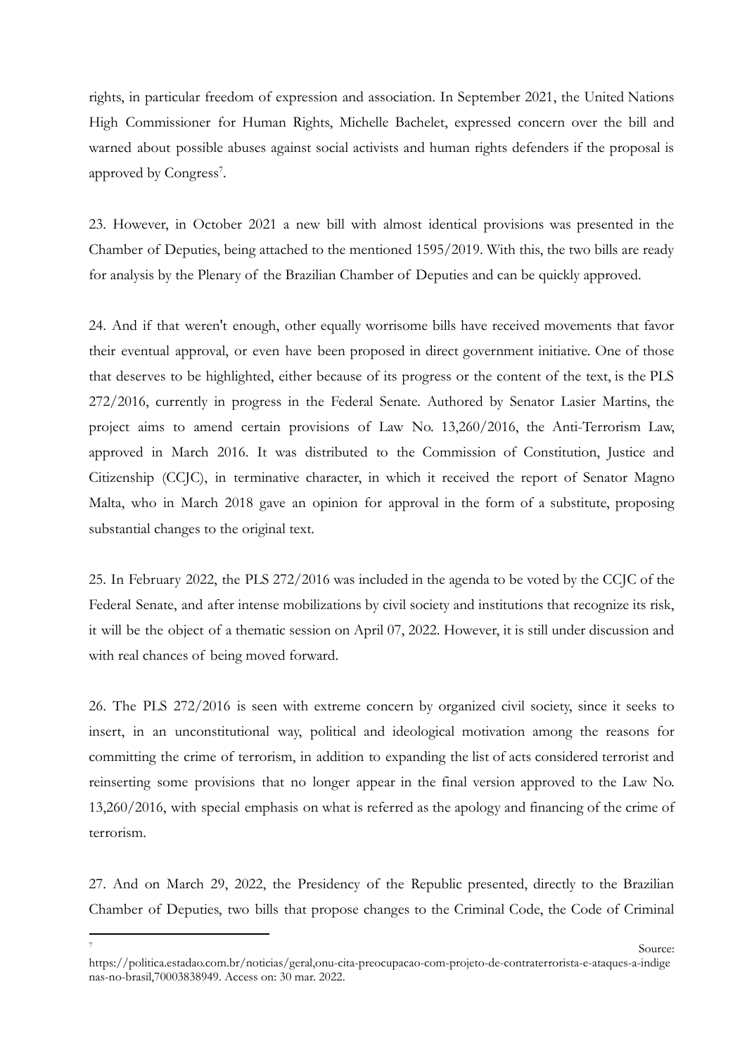rights, in particular freedom of expression and association. In September 2021, the United Nations High Commissioner for Human Rights, Michelle Bachelet, expressed concern over the bill and warned about possible abuses against social activists and human rights defenders if the proposal is approved by Congress[7].

23. However, in October 2021 a new bill with almost identical provisions was presented in the Chamber of Deputies, being attached to the mentioned 1595/2019. With this, the two bills are ready for analysis by the Plenary of the Brazilian Chamber of Deputies and can be quickly approved.

24. And if that weren't enough, other equally worrisome bills have received movements that favor their eventual approval, or even have been proposed in direct government initiative. One of those that deserves to be highlighted, either because of its progress or the content of the text, is the PLS 272/2016, currently in progress in the Federal Senate. Authored by Senator Lasier Martins, the project aims to amend certain provisions of Law No. 13,260/2016, the Anti-Terrorism Law, approved in March 2016. It was distributed to the Commission of Constitution, Justice and Citizenship (CCJC), in terminative character, in which it received the report of Senator Magno Malta, who in March 2018 gave an opinion for approval in the form of a substitute, proposing substantial changes to the original text.

25. In February 2022, the PLS 272/2016 was included in the agenda to be voted by the CCJC of the Federal Senate, and after intense mobilizations by civil society and institutions that recognize its risk, it will be the object of a thematic session on April 07, 2022. However, it is still under discussion and with real chances of being moved forward.

26. The PLS 272/2016 is seen with extreme concern by organized civil society, since it seeks to insert, in an unconstitutional way, political and ideological motivation among the reasons for committing the crime of terrorism, in addition to expanding the list of acts considered terrorist and reinserting some provisions that no longer appear in the final version approved to the Law No. 13,260/2016, with special emphasis on what is referred as the apology and financing of the crime of terrorism.

27. And on March 29, 2022, the Presidency of the Republic presented, directly to the Brazilian Chamber of Deputies, two bills that propose changes to the Criminal Code, the Code of Criminal

---

[7] Source: https://politica.estadao.com.br/noticias/geral,onu-cita-preocupacao-com-projeto-de-contraterrorista-e-ataques-a-indigenas-no-brasil,70003838949. Access on: 30 mar. 2022.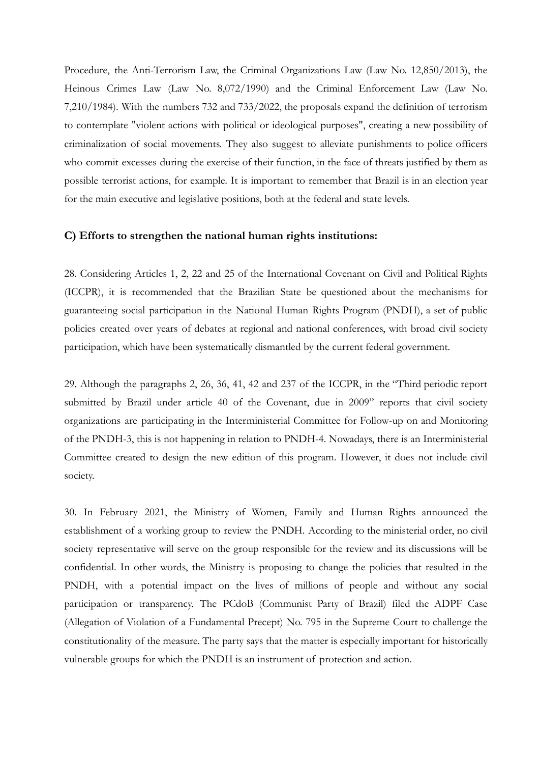Procedure, the Anti-Terrorism Law, the Criminal Organizations Law (Law No. 12,850/2013), the Heinous Crimes Law (Law No. 8,072/1990) and the Criminal Enforcement Law (Law No. 7,210/1984). With the numbers 732 and 733/2022, the proposals expand the definition of terrorism to contemplate "violent actions with political or ideological purposes", creating a new possibility of criminalization of social movements. They also suggest to alleviate punishments to police officers who commit excesses during the exercise of their function, in the face of threats justified by them as possible terrorist actions, for example. It is important to remember that Brazil is in an election year for the main executive and legislative positions, both at the federal and state levels.

### C) Efforts to strengthen the national human rights institutions:

28. Considering Articles 1, 2, 22 and 25 of the International Covenant on Civil and Political Rights (ICCPR), it is recommended that the Brazilian State be questioned about the mechanisms for guaranteeing social participation in the National Human Rights Program (PNDH), a set of public policies created over years of debates at regional and national conferences, with broad civil society participation, which have been systematically dismantled by the current federal government.

29. Although the paragraphs 2, 26, 36, 41, 42 and 237 of the ICCPR, in the "Third periodic report submitted by Brazil under article 40 of the Covenant, due in 2009" reports that civil society organizations are participating in the Interministerial Committee for Follow-up on and Monitoring of the PNDH-3, this is not happening in relation to PNDH-4. Nowadays, there is an Interministerial Committee created to design the new edition of this program. However, it does not include civil society.

30. In February 2021, the Ministry of Women, Family and Human Rights announced the establishment of a working group to review the PNDH. According to the ministerial order, no civil society representative will serve on the group responsible for the review and its discussions will be confidential. In other words, the Ministry is proposing to change the policies that resulted in the PNDH, with a potential impact on the lives of millions of people and without any social participation or transparency. The PCdoB (Communist Party of Brazil) filed the ADPF Case (Allegation of Violation of a Fundamental Precept) No. 795 in the Supreme Court to challenge the constitutionality of the measure. The party says that the matter is especially important for historically vulnerable groups for which the PNDH is an instrument of protection and action.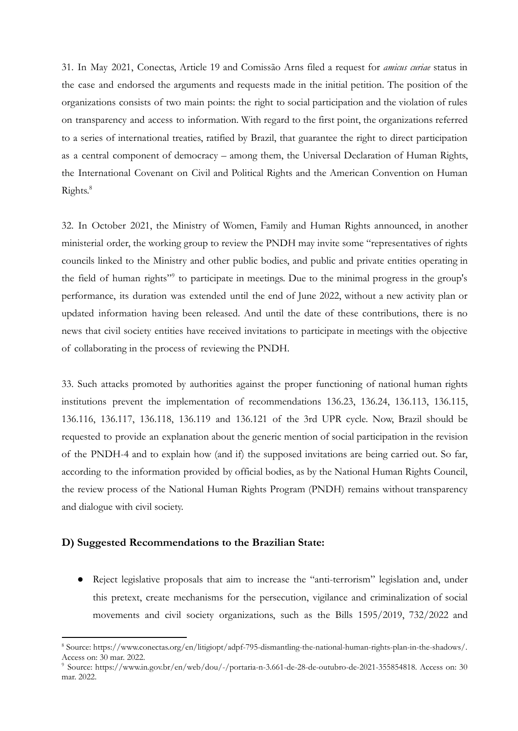31. In May 2021, Conectas, Article 19 and Comissão Arns filed a request for *amicus curiae* status in the case and endorsed the arguments and requests made in the initial petition. The position of the organizations consists of two main points: the right to social participation and the violation of rules on transparency and access to information. With regard to the first point, the organizations referred to a series of international treaties, ratified by Brazil, that guarantee the right to direct participation as a central component of democracy – among them, the Universal Declaration of Human Rights, the International Covenant on Civil and Political Rights and the American Convention on Human Rights.[8]

32. In October 2021, the Ministry of Women, Family and Human Rights announced, in another ministerial order, the working group to review the PNDH may invite some "representatives of rights councils linked to the Ministry and other public bodies, and public and private entities operating in the field of human rights"[9] to participate in meetings. Due to the minimal progress in the group's performance, its duration was extended until the end of June 2022, without a new activity plan or updated information having been released. And until the date of these contributions, there is no news that civil society entities have received invitations to participate in meetings with the objective of collaborating in the process of reviewing the PNDH.

33. Such attacks promoted by authorities against the proper functioning of national human rights institutions prevent the implementation of recommendations 136.23, 136.24, 136.113, 136.115, 136.116, 136.117, 136.118, 136.119 and 136.121 of the 3rd UPR cycle. Now, Brazil should be requested to provide an explanation about the generic mention of social participation in the revision of the PNDH-4 and to explain how (and if) the supposed invitations are being carried out. So far, according to the information provided by official bodies, as by the National Human Rights Council, the review process of the National Human Rights Program (PNDH) remains without transparency and dialogue with civil society.

### D) Suggested Recommendations to the Brazilian State:

- Reject legislative proposals that aim to increase the "anti-terrorism" legislation and, under this pretext, create mechanisms for the persecution, vigilance and criminalization of social movements and civil society organizations, such as the Bills 1595/2019, 732/2022 and

---

[8] Source: https://www.conectas.org/en/litigiopt/adpf-795-dismantling-the-national-human-rights-plan-in-the-shadows/. Access on: 30 mar. 2022.

[9] Source: https://www.in.gov.br/en/web/dou/-/portaria-n-3.661-de-28-de-outubro-de-2021-355854818. Access on: 30 mar. 2022.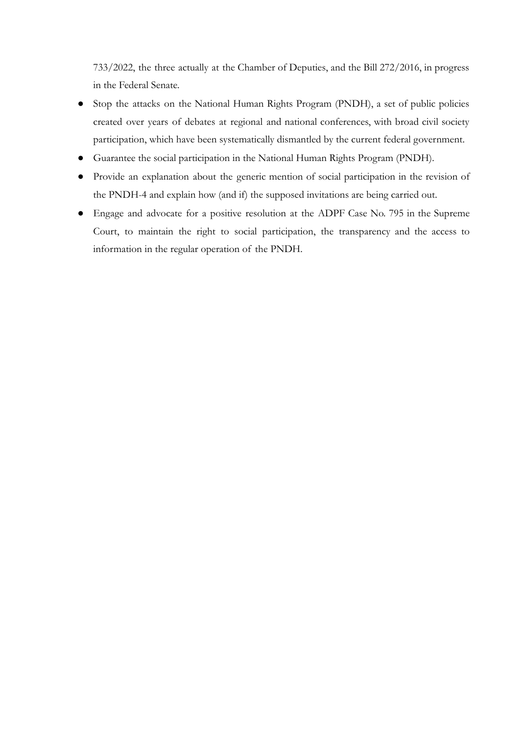733/2022, the three actually at the Chamber of Deputies, and the Bill 272/2016, in progress in the Federal Senate.

- Stop the attacks on the National Human Rights Program (PNDH), a set of public policies created over years of debates at regional and national conferences, with broad civil society participation, which have been systematically dismantled by the current federal government.
- Guarantee the social participation in the National Human Rights Program (PNDH).
- Provide an explanation about the generic mention of social participation in the revision of the PNDH-4 and explain how (and if) the supposed invitations are being carried out.
- Engage and advocate for a positive resolution at the ADPF Case No. 795 in the Supreme Court, to maintain the right to social participation, the transparency and the access to information in the regular operation of the PNDH.